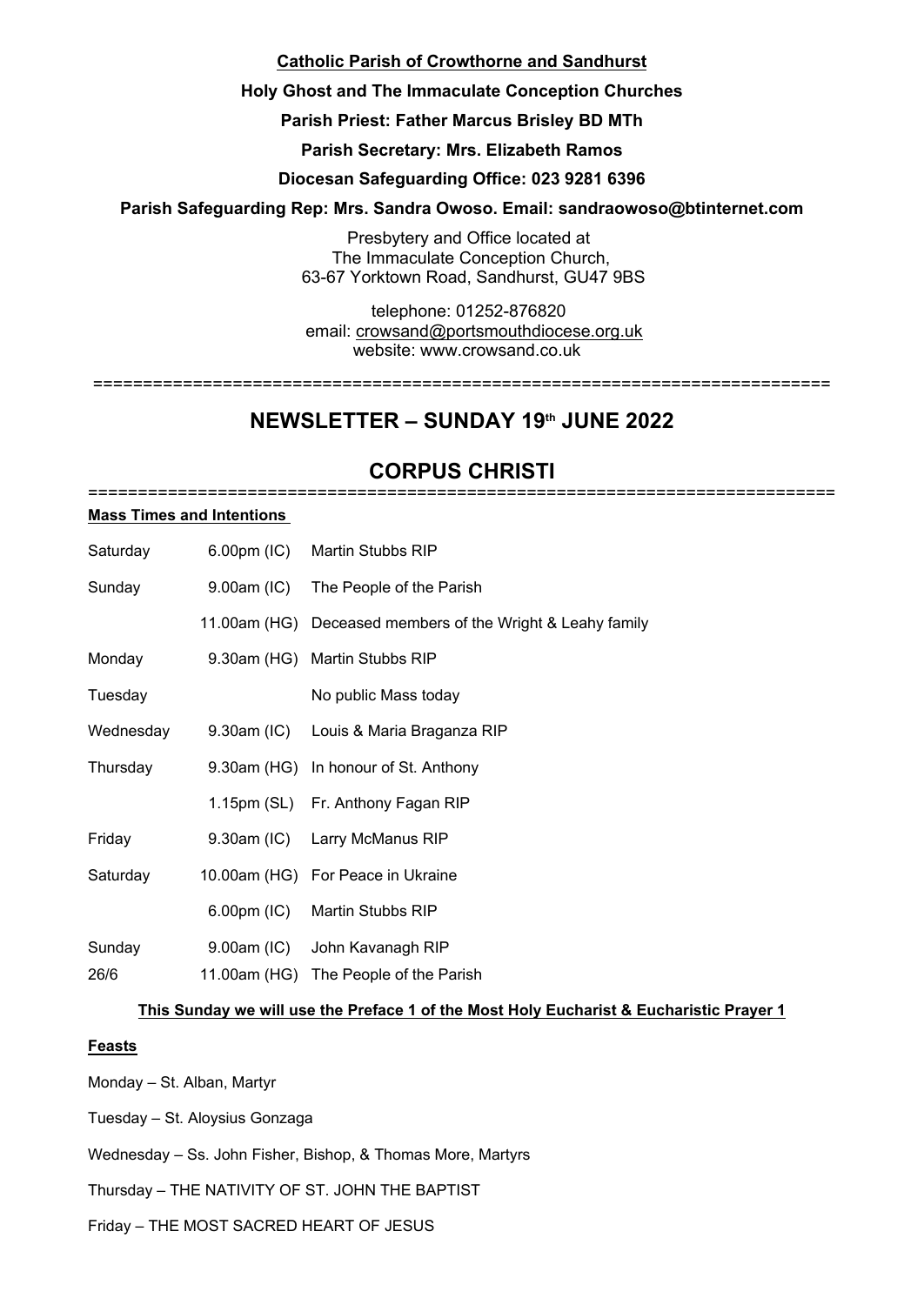**Catholic Parish of Crowthorne and Sandhurst**

**Holy Ghost and The Immaculate Conception Churches**

**Parish Priest: Father Marcus Brisley BD MTh**

**Parish Secretary: Mrs. Elizabeth Ramos**

**Diocesan Safeguarding Office: 023 9281 6396**

**Parish Safeguarding Rep: Mrs. Sandra Owoso. Email: sandraowoso@btinternet.com**

Presbytery and Office located at
The Immaculate Conception Church,
63-67 Yorktown Road, Sandhurst, GU47 9BS

telephone: 01252-876820
email: crowsand@portsmouthdiocese.org.uk
website: www.crowsand.co.uk

# NEWSLETTER – SUNDAY 19th JUNE 2022

# CORPUS CHRISTI

**Mass Times and Intentions**

| | | |
|---|---|---|
| Saturday | 6.00pm (IC) | Martin Stubbs RIP |
| Sunday | 9.00am (IC) | The People of the Parish |
| | 11.00am (HG) | Deceased members of the Wright & Leahy family |
| Monday | 9.30am (HG) | Martin Stubbs RIP |
| Tuesday | | No public Mass today |
| Wednesday | 9.30am (IC) | Louis & Maria Braganza RIP |
| Thursday | 9.30am (HG) | In honour of St. Anthony |
| | 1.15pm (SL) | Fr. Anthony Fagan RIP |
| Friday | 9.30am (IC) | Larry McManus RIP |
| Saturday | 10.00am (HG) | For Peace in Ukraine |
| | 6.00pm (IC) | Martin Stubbs RIP |
| Sunday | 9.00am (IC) | John Kavanagh RIP |
| 26/6 | 11.00am (HG) | The People of the Parish |

**This Sunday we will use the Preface 1 of the Most Holy Eucharist & Eucharistic Prayer 1**

**Feasts**

Monday – St. Alban, Martyr

Tuesday – St. Aloysius Gonzaga

Wednesday – Ss. John Fisher, Bishop, & Thomas More, Martyrs

Thursday – THE NATIVITY OF ST. JOHN THE BAPTIST

Friday – THE MOST SACRED HEART OF JESUS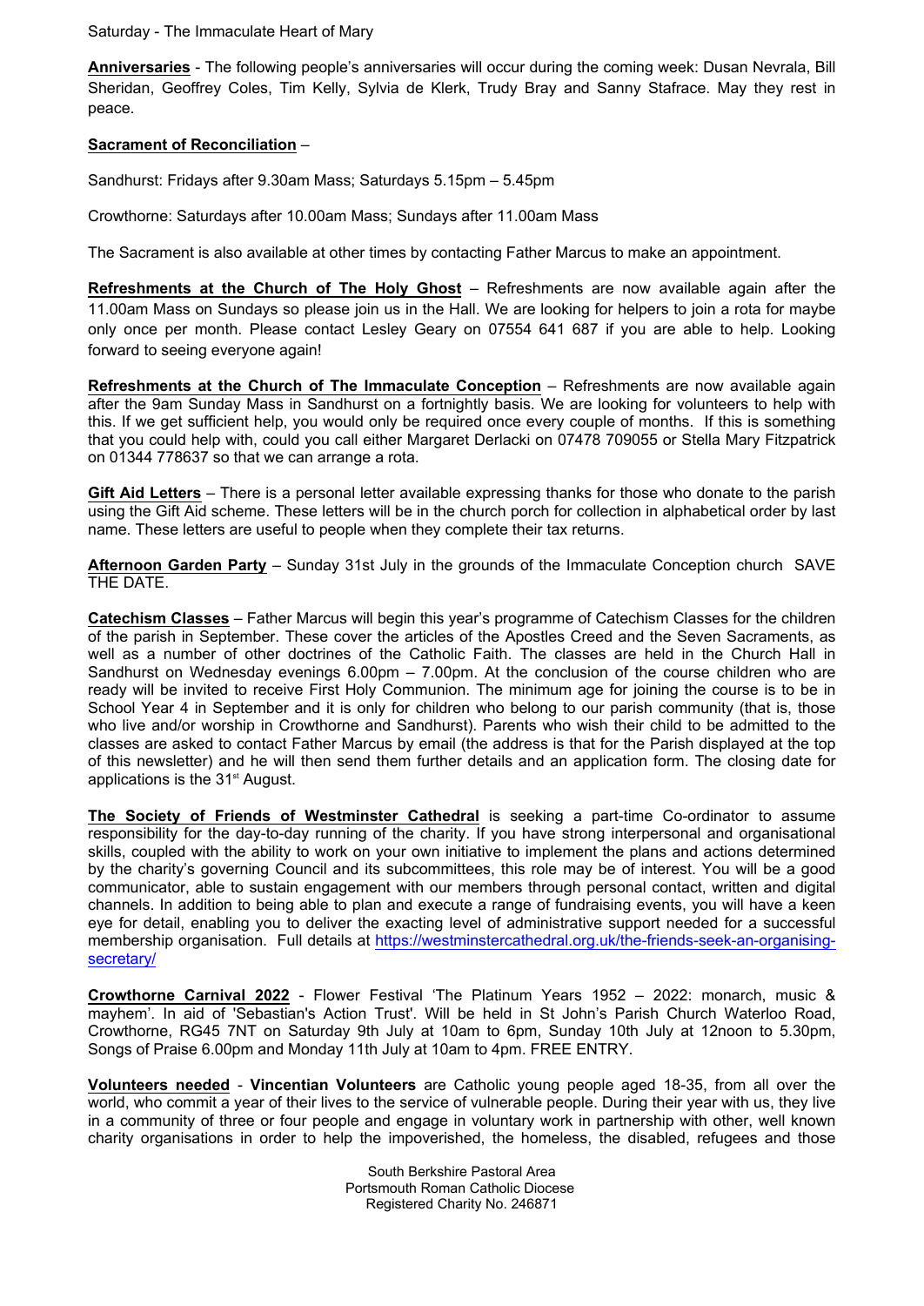Saturday - The Immaculate Heart of Mary

**Anniversaries** - The following people's anniversaries will occur during the coming week: Dusan Nevrala, Bill Sheridan, Geoffrey Coles, Tim Kelly, Sylvia de Klerk, Trudy Bray and Sanny Stafrace. May they rest in peace.

**Sacrament of Reconciliation** –

Sandhurst: Fridays after 9.30am Mass; Saturdays 5.15pm – 5.45pm

Crowthorne: Saturdays after 10.00am Mass; Sundays after 11.00am Mass

The Sacrament is also available at other times by contacting Father Marcus to make an appointment.

**Refreshments at the Church of The Holy Ghost** – Refreshments are now available again after the 11.00am Mass on Sundays so please join us in the Hall. We are looking for helpers to join a rota for maybe only once per month. Please contact Lesley Geary on 07554 641 687 if you are able to help. Looking forward to seeing everyone again!

**Refreshments at the Church of The Immaculate Conception** – Refreshments are now available again after the 9am Sunday Mass in Sandhurst on a fortnightly basis. We are looking for volunteers to help with this. If we get sufficient help, you would only be required once every couple of months. If this is something that you could help with, could you call either Margaret Derlacki on 07478 709055 or Stella Mary Fitzpatrick on 01344 778637 so that we can arrange a rota.

**Gift Aid Letters** – There is a personal letter available expressing thanks for those who donate to the parish using the Gift Aid scheme. These letters will be in the church porch for collection in alphabetical order by last name. These letters are useful to people when they complete their tax returns.

**Afternoon Garden Party** – Sunday 31st July in the grounds of the Immaculate Conception church SAVE THE DATE.

**Catechism Classes** – Father Marcus will begin this year's programme of Catechism Classes for the children of the parish in September. These cover the articles of the Apostles Creed and the Seven Sacraments, as well as a number of other doctrines of the Catholic Faith. The classes are held in the Church Hall in Sandhurst on Wednesday evenings 6.00pm – 7.00pm. At the conclusion of the course children who are ready will be invited to receive First Holy Communion. The minimum age for joining the course is to be in School Year 4 in September and it is only for children who belong to our parish community (that is, those who live and/or worship in Crowthorne and Sandhurst). Parents who wish their child to be admitted to the classes are asked to contact Father Marcus by email (the address is that for the Parish displayed at the top of this newsletter) and he will then send them further details and an application form. The closing date for applications is the 31st August.

**The Society of Friends of Westminster Cathedral** is seeking a part-time Co-ordinator to assume responsibility for the day-to-day running of the charity. If you have strong interpersonal and organisational skills, coupled with the ability to work on your own initiative to implement the plans and actions determined by the charity's governing Council and its subcommittees, this role may be of interest. You will be a good communicator, able to sustain engagement with our members through personal contact, written and digital channels. In addition to being able to plan and execute a range of fundraising events, you will have a keen eye for detail, enabling you to deliver the exacting level of administrative support needed for a successful membership organisation. Full details at https://westminstercathedral.org.uk/the-friends-seek-an-organising-secretary/

**Crowthorne Carnival 2022** - Flower Festival 'The Platinum Years 1952 – 2022: monarch, music & mayhem'. In aid of 'Sebastian's Action Trust'. Will be held in St John's Parish Church Waterloo Road, Crowthorne, RG45 7NT on Saturday 9th July at 10am to 6pm, Sunday 10th July at 12noon to 5.30pm, Songs of Praise 6.00pm and Monday 11th July at 10am to 4pm. FREE ENTRY.

**Volunteers needed** - **Vincentian Volunteers** are Catholic young people aged 18-35, from all over the world, who commit a year of their lives to the service of vulnerable people. During their year with us, they live in a community of three or four people and engage in voluntary work in partnership with other, well known charity organisations in order to help the impoverished, the homeless, the disabled, refugees and those

South Berkshire Pastoral Area
Portsmouth Roman Catholic Diocese
Registered Charity No. 246871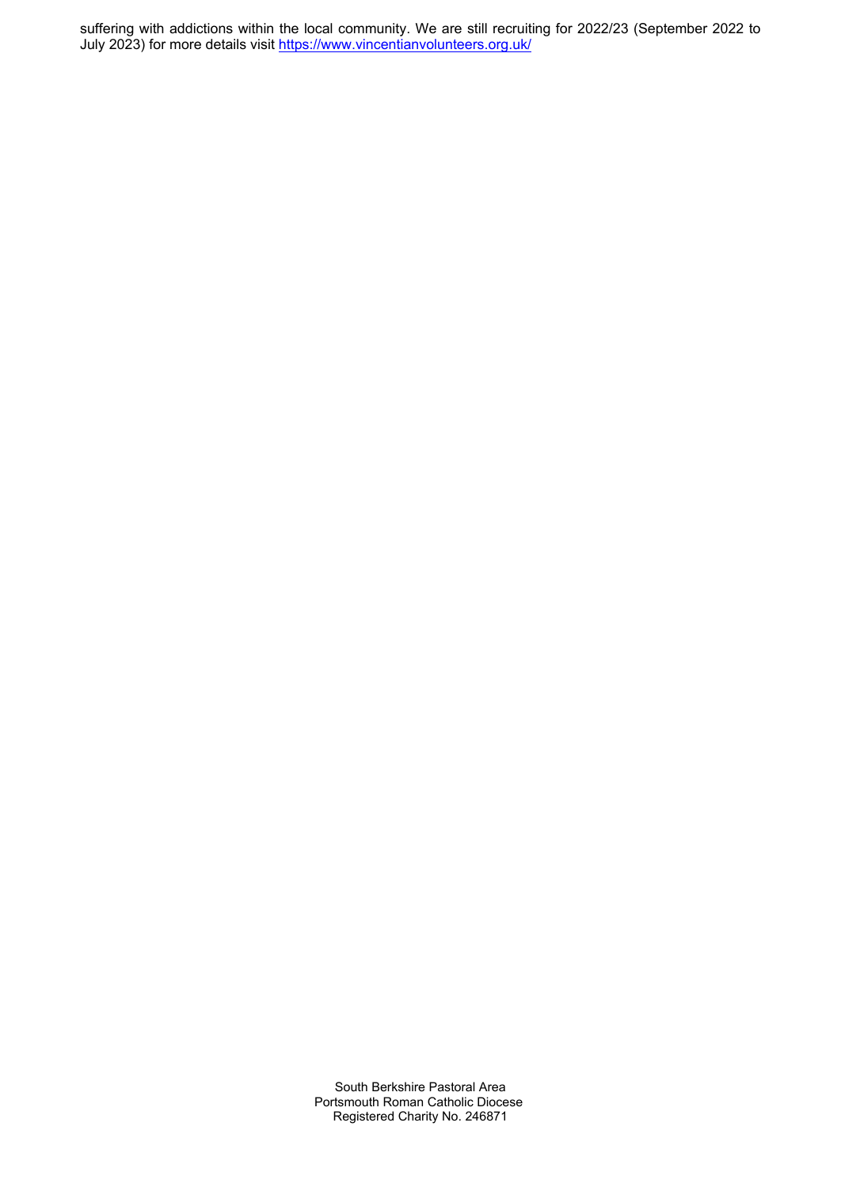suffering with addictions within the local community. We are still recruiting for 2022/23 (September 2022 to July 2023) for more details visit [https://www.vincentianvolunteers.org.uk/](https://www.vincentianvolunteers.org.uk/)

South Berkshire Pastoral Area
Portsmouth Roman Catholic Diocese
Registered Charity No. 246871